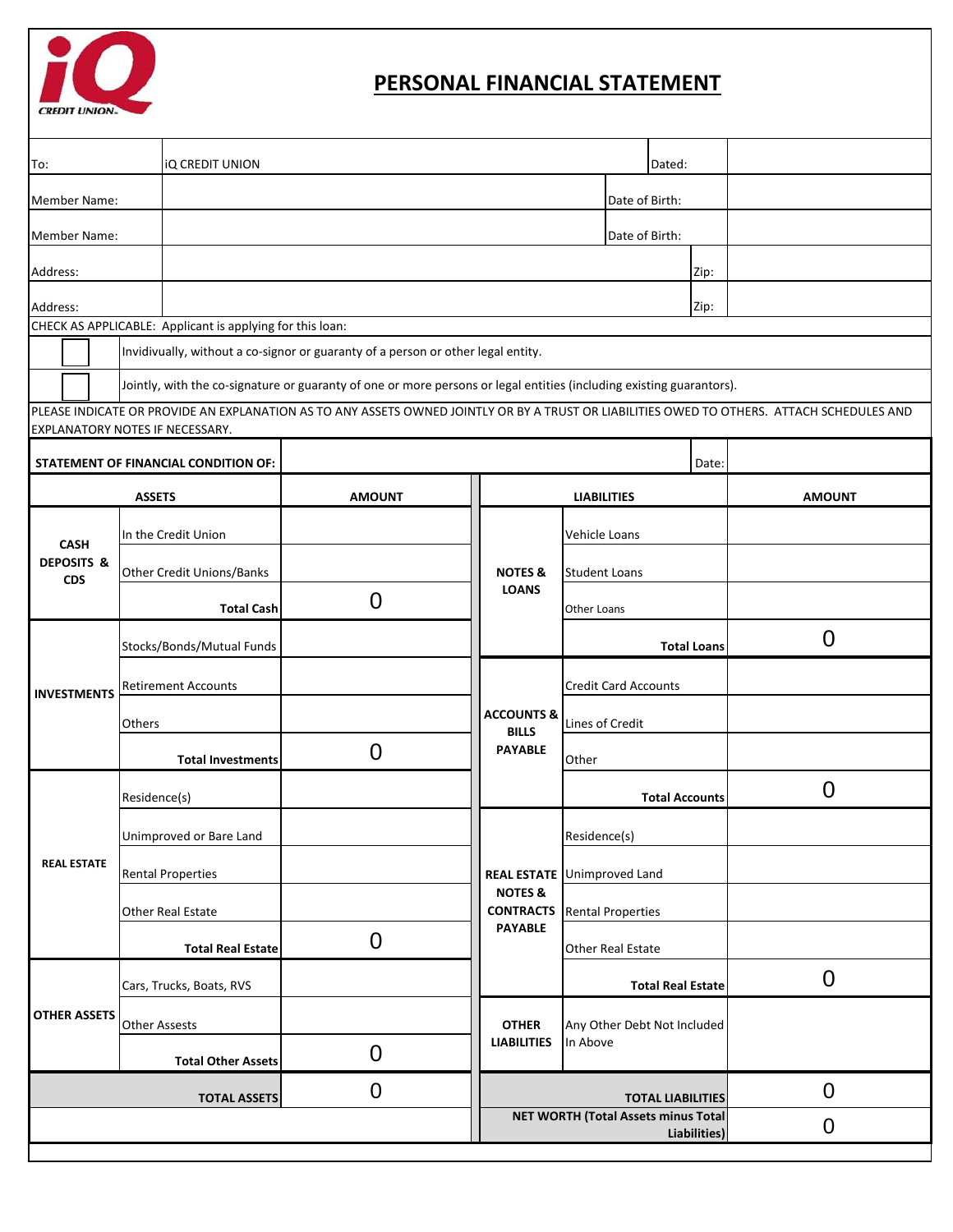# PERSONAL FINANCIAL STATEMENT

| | | | |
|---|---|---|---|
| To: | iQ CREDIT UNION | Dated: | |
| Member Name: | | Date of Birth: | |
| Member Name: | | Date of Birth: | |
| Address: | | Zip: | |
| Address: | | Zip: | |

CHECK AS APPLICABLE: Applicant is applying for this loan:

- [ ] Invidivually, without a co-signor or guaranty of a person or other legal entity.
- [ ] Jointly, with the co-signature or guaranty of one or more persons or legal entities (including existing guarantors).

PLEASE INDICATE OR PROVIDE AN EXPLANATION AS TO ANY ASSETS OWNED JOINTLY OR BY A TRUST OR LIABILITIES OWED TO OTHERS. ATTACH SCHEDULES AND EXPLANATORY NOTES IF NECESSARY.

| STATEMENT OF FINANCIAL CONDITION OF: | | Date: | |
|---|---|---|---|

| ASSETS | | AMOUNT | LIABILITIES | | AMOUNT |
|---|---|---|---|---|---|
| CASH DEPOSITS & CDS | In the Credit Union | | NOTES & LOANS | Vehicle Loans | |
| | Other Credit Unions/Banks | | | Student Loans | |
| | **Total Cash** | 0 | | Other Loans | |
| INVESTMENTS | Stocks/Bonds/Mutual Funds | | | **Total Loans** | 0 |
| | Retirement Accounts | | ACCOUNTS & BILLS PAYABLE | Credit Card Accounts | |
| | Others | | | Lines of Credit | |
| | **Total Investments** | 0 | | Other | |
| REAL ESTATE | Residence(s) | | | **Total Accounts** | 0 |
| | Unimproved or Bare Land | | REAL ESTATE NOTES & CONTRACTS PAYABLE | Residence(s) | |
| | Rental Properties | | | Unimproved Land | |
| | Other Real Estate | | | Rental Properties | |
| | **Total Real Estate** | 0 | | Other Real Estate | |
| OTHER ASSETS | Cars, Trucks, Boats, RVS | | | **Total Real Estate** | 0 |
| | Other Assests | | OTHER LIABILITIES | Any Other Debt Not Included In Above | |
| | **Total Other Assets** | 0 | | | |
| **TOTAL ASSETS** | | 0 | **TOTAL LIABILITIES** | | 0 |
| | | | **NET WORTH (Total Assets minus Total Liabilities)** | | 0 |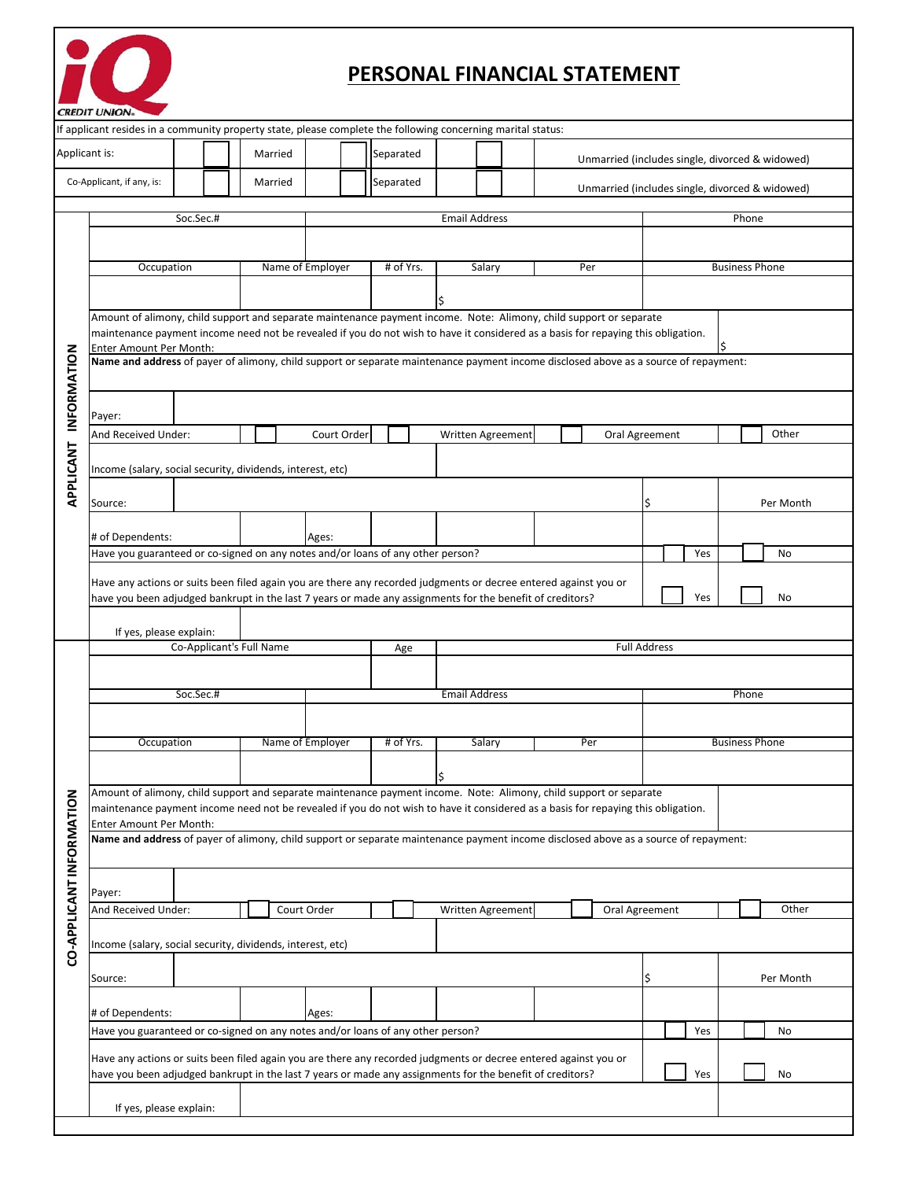iQ CREDIT UNION

# PERSONAL FINANCIAL STATEMENT

If applicant resides in a community property state, please complete the following concerning marital status:

| | | | |
|---|---|---|---|
| Applicant is: | ☐ Married | ☐ Separated | ☐ Unmarried (includes single, divorced & widowed) |
| Co-Applicant, if any, is: | ☐ Married | ☐ Separated | ☐ Unmarried (includes single, divorced & widowed) |

## APPLICANT INFORMATION

| Soc.Sec.# | Email Address | Phone |
|---|---|---|
| | | |

| Occupation | Name of Employer | # of Yrs. | Salary | Per | Business Phone |
|---|---|---|---|---|---|
| | | | $ | | |

Amount of alimony, child support and separate maintenance payment income. Note: Alimony, child support or separate maintenance payment income need not be revealed if you do not wish to have it considered as a basis for repaying this obligation. Enter Amount Per Month: $

**Name and address** of payer of alimony, child support or separate maintenance payment income disclosed above as a source of repayment:

Payer:

And Received Under: ☐ Court Order ☐ Written Agreement ☐ Oral Agreement ☐ Other

Income (salary, social security, dividends, interest, etc)

Source: $ Per Month

# of Dependents: Ages:

Have you guaranteed or co-signed on any notes and/or loans of any other person? ☐ Yes ☐ No

Have any actions or suits been filed again you are there any recorded judgments or decree entered against you or have you been adjudged bankrupt in the last 7 years or made any assignments for the benefit of creditors? ☐ Yes ☐ No

If yes, please explain:

## CO-APPLICANT INFORMATION

| Co-Applicant's Full Name | Age | Full Address |
|---|---|---|
| | | |

| Soc.Sec.# | Email Address | Phone |
|---|---|---|
| | | |

| Occupation | Name of Employer | # of Yrs. | Salary | Per | Business Phone |
|---|---|---|---|---|---|
| | | | $ | | |

Amount of alimony, child support and separate maintenance payment income. Note: Alimony, child support or separate maintenance payment income need not be revealed if you do not wish to have it considered as a basis for repaying this obligation. Enter Amount Per Month:

**Name and address** of payer of alimony, child support or separate maintenance payment income disclosed above as a source of repayment:

Payer:

And Received Under: ☐ Court Order ☐ Written Agreement ☐ Oral Agreement ☐ Other

Income (salary, social security, dividends, interest, etc)

Source: $ Per Month

# of Dependents: Ages:

Have you guaranteed or co-signed on any notes and/or loans of any other person? ☐ Yes ☐ No

Have any actions or suits been filed again you are there any recorded judgments or decree entered against you or have you been adjudged bankrupt in the last 7 years or made any assignments for the benefit of creditors? ☐ Yes ☐ No

If yes, please explain: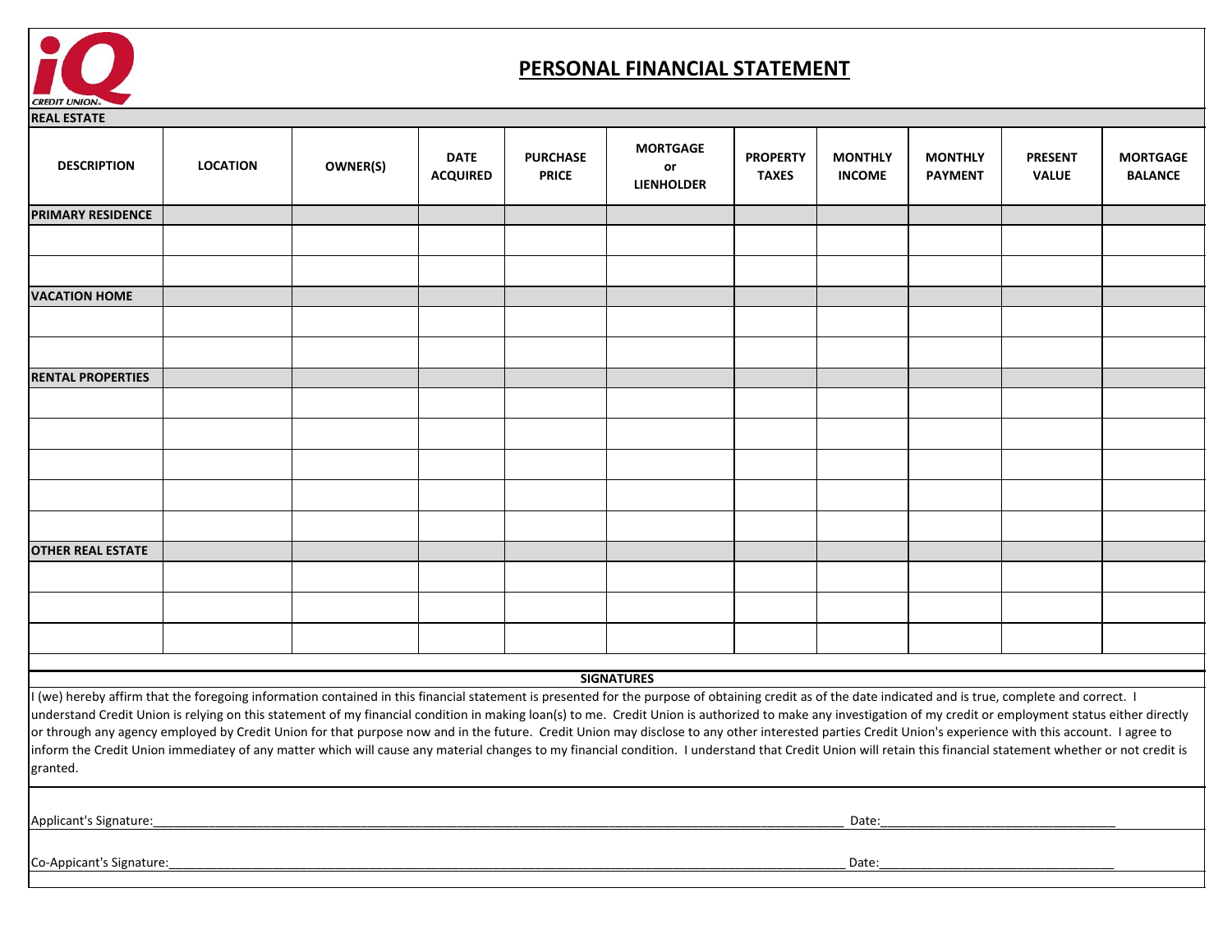# PERSONAL FINANCIAL STATEMENT

**REAL ESTATE**

| DESCRIPTION | LOCATION | OWNER(S) | DATE ACQUIRED | PURCHASE PRICE | MORTGAGE or LIENHOLDER | PROPERTY TAXES | MONTHLY INCOME | MONTHLY PAYMENT | PRESENT VALUE | MORTGAGE BALANCE |
|---|---|---|---|---|---|---|---|---|---|---|
| **PRIMARY RESIDENCE** | | | | | | | | | | |
| | | | | | | | | | | |
| | | | | | | | | | | |
| **VACATION HOME** | | | | | | | | | | |
| | | | | | | | | | | |
| | | | | | | | | | | |
| **RENTAL PROPERTIES** | | | | | | | | | | |
| | | | | | | | | | | |
| | | | | | | | | | | |
| | | | | | | | | | | |
| | | | | | | | | | | |
| | | | | | | | | | | |
| **OTHER REAL ESTATE** | | | | | | | | | | |
| | | | | | | | | | | |
| | | | | | | | | | | |
| | | | | | | | | | | |

**SIGNATURES**

I (we) hereby affirm that the foregoing information contained in this financial statement is presented for the purpose of obtaining credit as of the date indicated and is true, complete and correct. I understand Credit Union is relying on this statement of my financial condition in making loan(s) to me. Credit Union is authorized to make any investigation of my credit or employment status either directly or through any agency employed by Credit Union for that purpose now and in the future. Credit Union may disclose to any other interested parties Credit Union's experience with this account. I agree to inform the Credit Union immediatey of any matter which will cause any material changes to my financial condition. I understand that Credit Union will retain this financial statement whether or not credit is granted.

Applicant's Signature:______________________________ Date:______________________

Co-Appicant's Signature:______________________________ Date:______________________